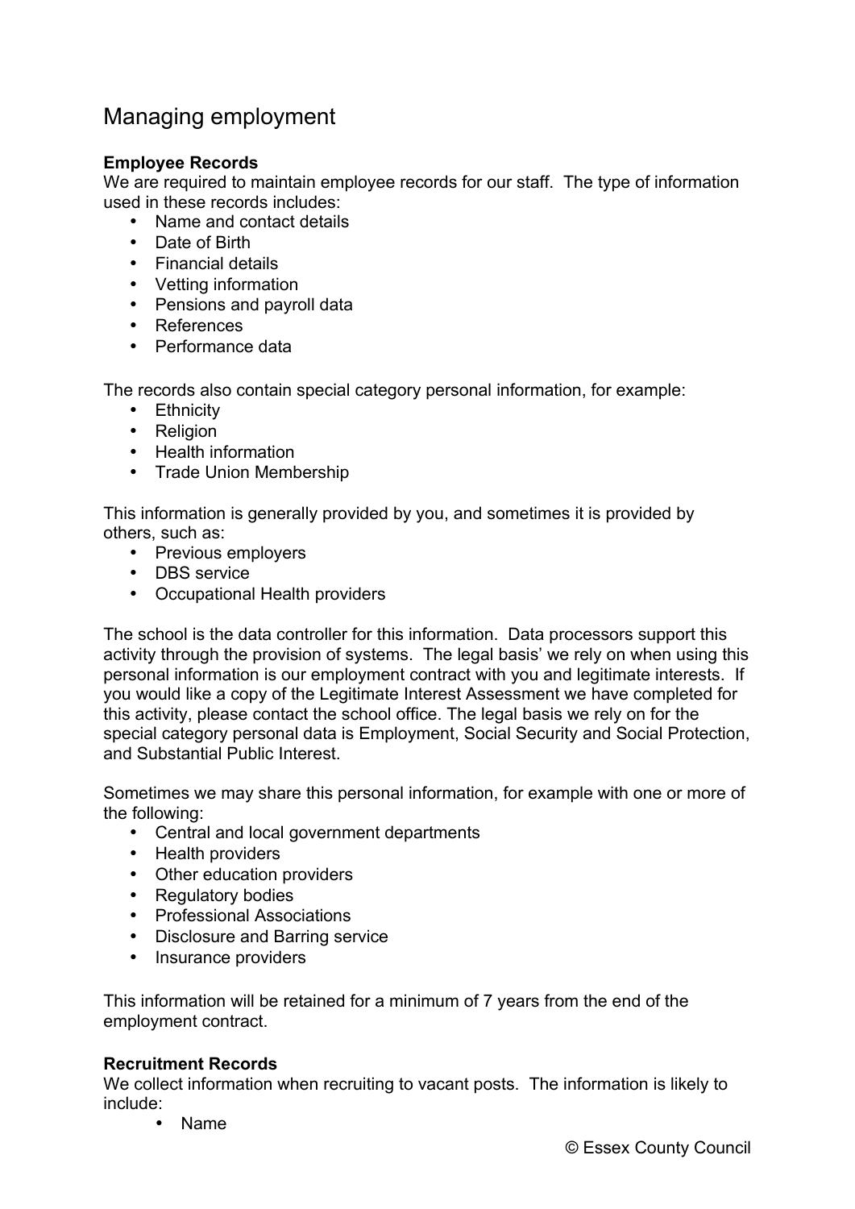# Managing employment

**Employee Records**

We are required to maintain employee records for our staff. The type of information used in these records includes:

- Name and contact details
- Date of Birth
- Financial details
- Vetting information
- Pensions and payroll data
- References
- Performance data

The records also contain special category personal information, for example:

- Ethnicity
- Religion
- Health information
- Trade Union Membership

This information is generally provided by you, and sometimes it is provided by others, such as:

- Previous employers
- DBS service
- Occupational Health providers

The school is the data controller for this information. Data processors support this activity through the provision of systems. The legal basis' we rely on when using this personal information is our employment contract with you and legitimate interests. If you would like a copy of the Legitimate Interest Assessment we have completed for this activity, please contact the school office. The legal basis we rely on for the special category personal data is Employment, Social Security and Social Protection, and Substantial Public Interest.

Sometimes we may share this personal information, for example with one or more of the following:

- Central and local government departments
- Health providers
- Other education providers
- Regulatory bodies
- Professional Associations
- Disclosure and Barring service
- Insurance providers

This information will be retained for a minimum of 7 years from the end of the employment contract.

**Recruitment Records**

We collect information when recruiting to vacant posts. The information is likely to include:

- Name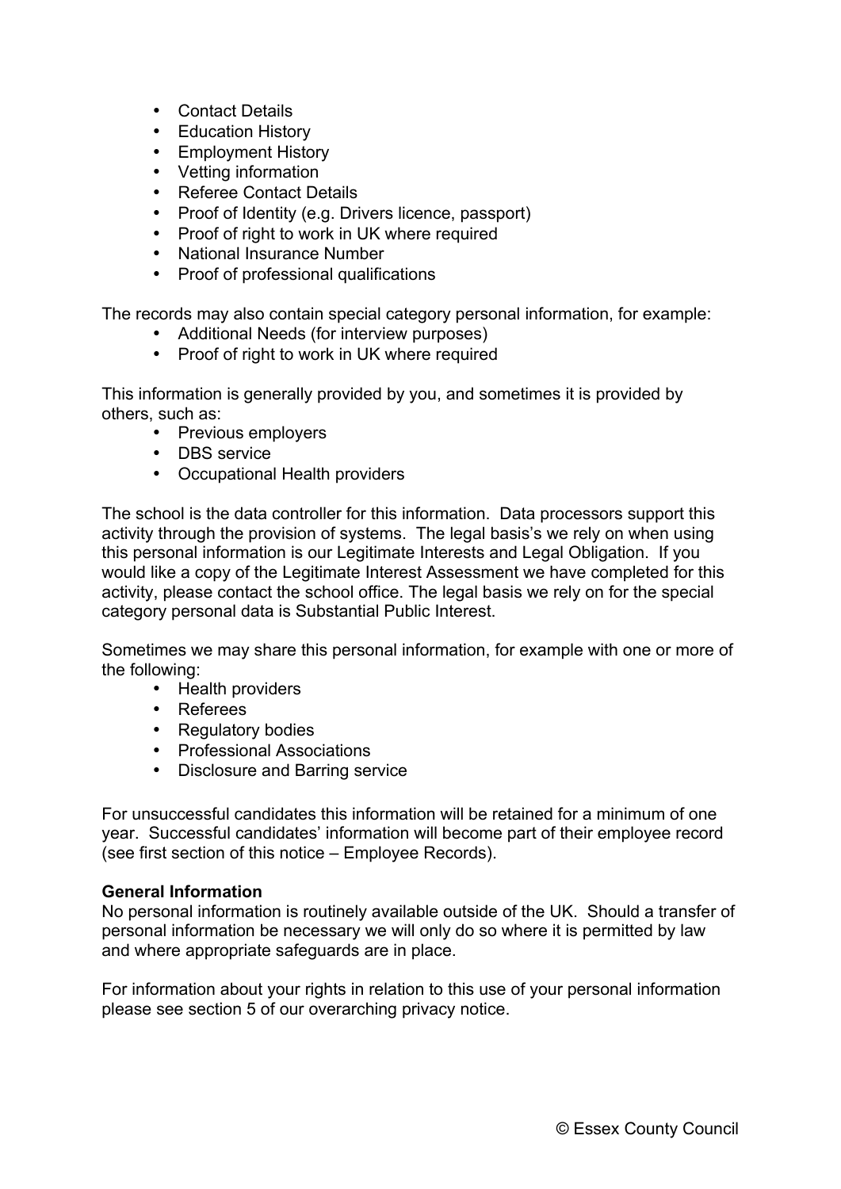- Contact Details
- Education History
- Employment History
- Vetting information
- Referee Contact Details
- Proof of Identity (e.g. Drivers licence, passport)
- Proof of right to work in UK where required
- National Insurance Number
- Proof of professional qualifications

The records may also contain special category personal information, for example:

- Additional Needs (for interview purposes)
- Proof of right to work in UK where required

This information is generally provided by you, and sometimes it is provided by others, such as:

- Previous employers
- DBS service
- Occupational Health providers

The school is the data controller for this information. Data processors support this activity through the provision of systems. The legal basis's we rely on when using this personal information is our Legitimate Interests and Legal Obligation. If you would like a copy of the Legitimate Interest Assessment we have completed for this activity, please contact the school office. The legal basis we rely on for the special category personal data is Substantial Public Interest.

Sometimes we may share this personal information, for example with one or more of the following:

- Health providers
- Referees
- Regulatory bodies
- Professional Associations
- Disclosure and Barring service

For unsuccessful candidates this information will be retained for a minimum of one year. Successful candidates' information will become part of their employee record (see first section of this notice – Employee Records).

**General Information**
No personal information is routinely available outside of the UK. Should a transfer of personal information be necessary we will only do so where it is permitted by law and where appropriate safeguards are in place.

For information about your rights in relation to this use of your personal information please see section 5 of our overarching privacy notice.

© Essex County Council